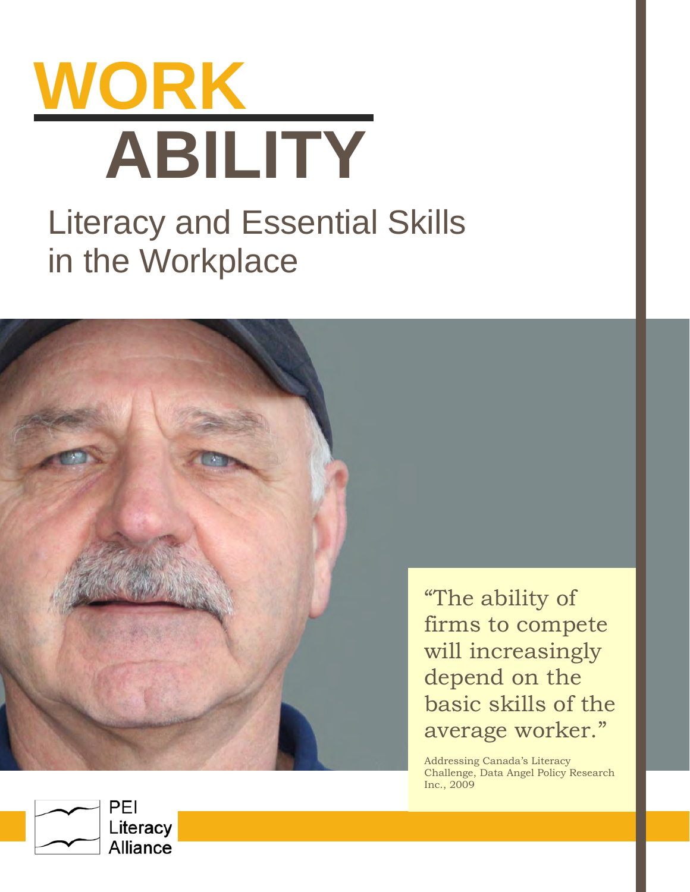# WORK ABILITY

## Literacy and Essential Skills in the Workplace

"The ability of firms to compete will increasingly depend on the basic skills of the average worker."

Addressing Canada's Literacy Challenge, Data Angel Policy Research Inc., 2009

PEI Literacy Alliance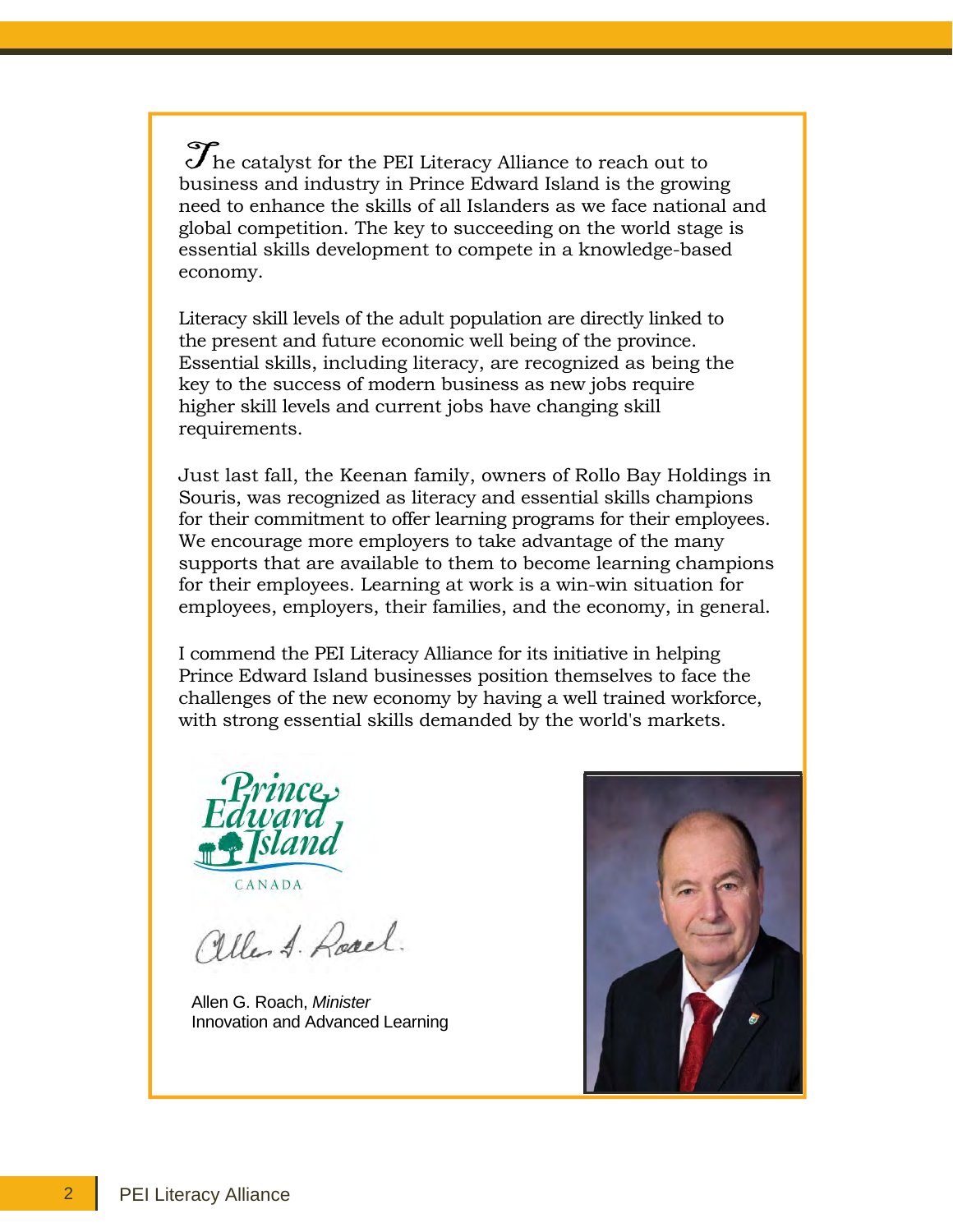The catalyst for the PEI Literacy Alliance to reach out to business and industry in Prince Edward Island is the growing need to enhance the skills of all Islanders as we face national and global competition. The key to succeeding on the world stage is essential skills development to compete in a knowledge-based economy.

Literacy skill levels of the adult population are directly linked to the present and future economic well being of the province. Essential skills, including literacy, are recognized as being the key to the success of modern business as new jobs require higher skill levels and current jobs have changing skill requirements.

Just last fall, the Keenan family, owners of Rollo Bay Holdings in Souris, was recognized as literacy and essential skills champions for their commitment to offer learning programs for their employees. We encourage more employers to take advantage of the many supports that are available to them to become learning champions for their employees. Learning at work is a win-win situation for employees, employers, their families, and the economy, in general.

I commend the PEI Literacy Alliance for its initiative in helping Prince Edward Island businesses position themselves to face the challenges of the new economy by having a well trained workforce, with strong essential skills demanded by the world's markets.

Prince Edward Island
CANADA

Allen G. Roach, *Minister*
Innovation and Advanced Learning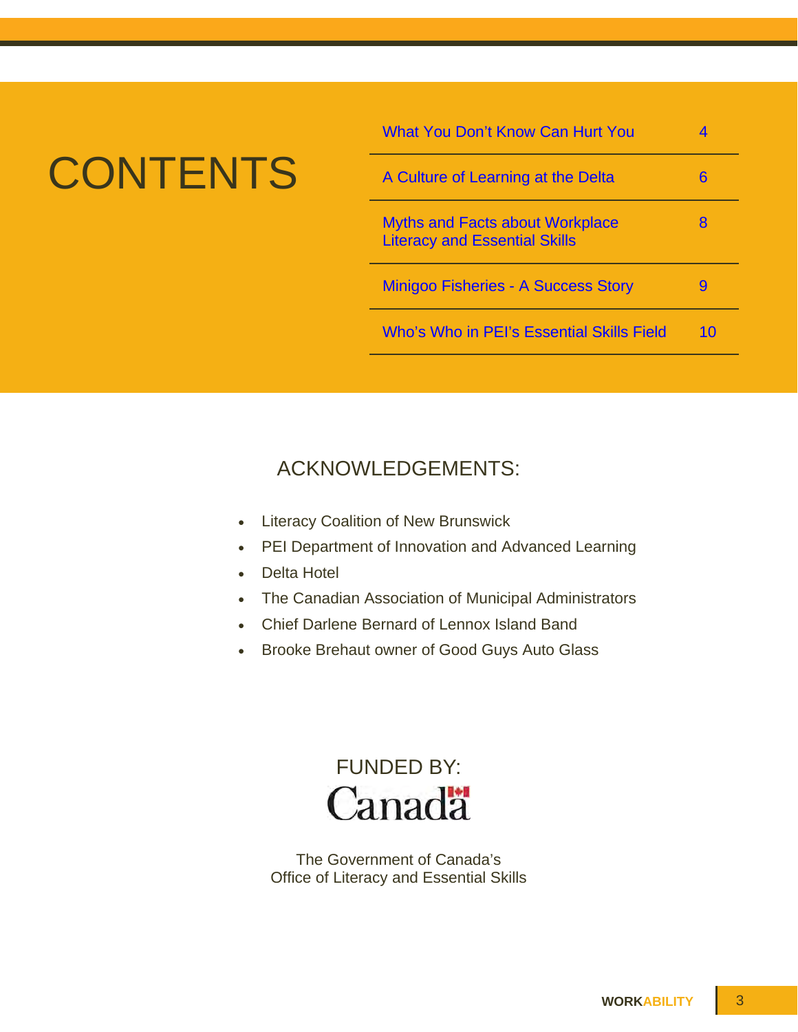# CONTENTS

| | |
|---|---|
| What You Don't Know Can Hurt You | 4 |
| A Culture of Learning at the Delta | 6 |
| Myths and Facts about Workplace Literacy and Essential Skills | 8 |
| Minigoo Fisheries - A Success Story | 9 |
| Who's Who in PEI's Essential Skills Field | 10 |

## ACKNOWLEDGEMENTS:

- Literacy Coalition of New Brunswick
- PEI Department of Innovation and Advanced Learning
- Delta Hotel
- The Canadian Association of Municipal Administrators
- Chief Darlene Bernard of Lennox Island Band
- Brooke Brehaut owner of Good Guys Auto Glass

## FUNDED BY:

Canada

The Government of Canada's
Office of Literacy and Essential Skills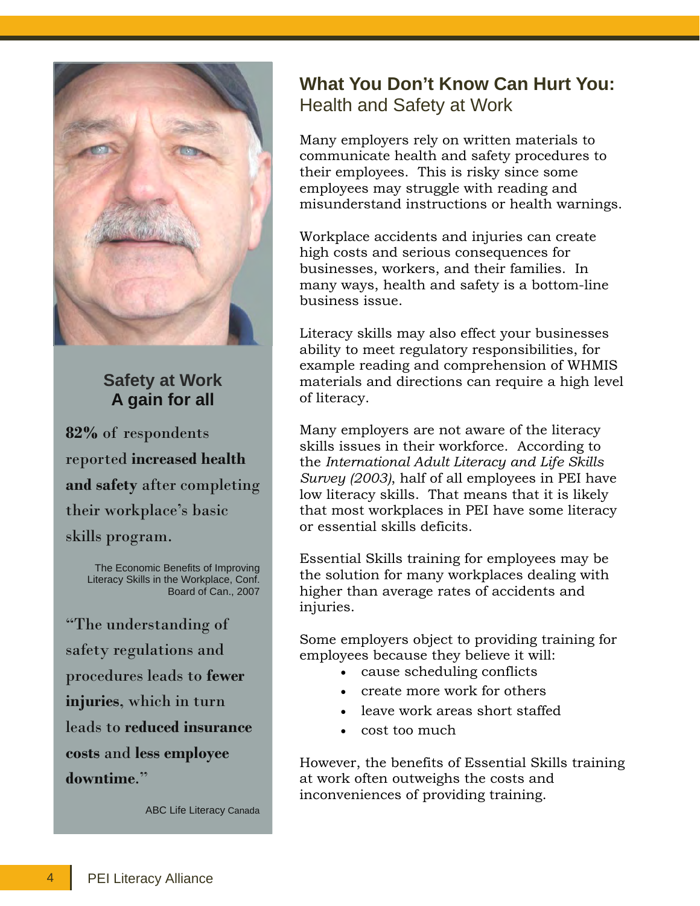## What You Don't Know Can Hurt You:
### Health and Safety at Work

Many employers rely on written materials to communicate health and safety procedures to their employees. This is risky since some employees may struggle with reading and misunderstand instructions or health warnings.

Workplace accidents and injuries can create high costs and serious consequences for businesses, workers, and their families. In many ways, health and safety is a bottom-line business issue.

Literacy skills may also effect your businesses ability to meet regulatory responsibilities, for example reading and comprehension of WHMIS materials and directions can require a high level of literacy.

Many employers are not aware of the literacy skills issues in their workforce. According to the *International Adult Literacy and Life Skills Survey (2003)*, half of all employees in PEI have low literacy skills. That means that it is likely that most workplaces in PEI have some literacy or essential skills deficits.

Essential Skills training for employees may be the solution for many workplaces dealing with higher than average rates of accidents and injuries.

Some employers object to providing training for employees because they believe it will:

- cause scheduling conflicts
- create more work for others
- leave work areas short staffed
- cost too much

However, the benefits of Essential Skills training at work often outweighs the costs and inconveniences of providing training.

---

**Safety at Work**
**A gain for all**

**82%** of respondents reported **increased health and safety** after completing their workplace's basic skills program.

The Economic Benefits of Improving Literacy Skills in the Workplace, Conf. Board of Can., 2007

"The understanding of safety regulations and procedures leads to **fewer injuries**, which in turn leads to **reduced insurance costs** and **less employee downtime.**"

ABC Life Literacy Canada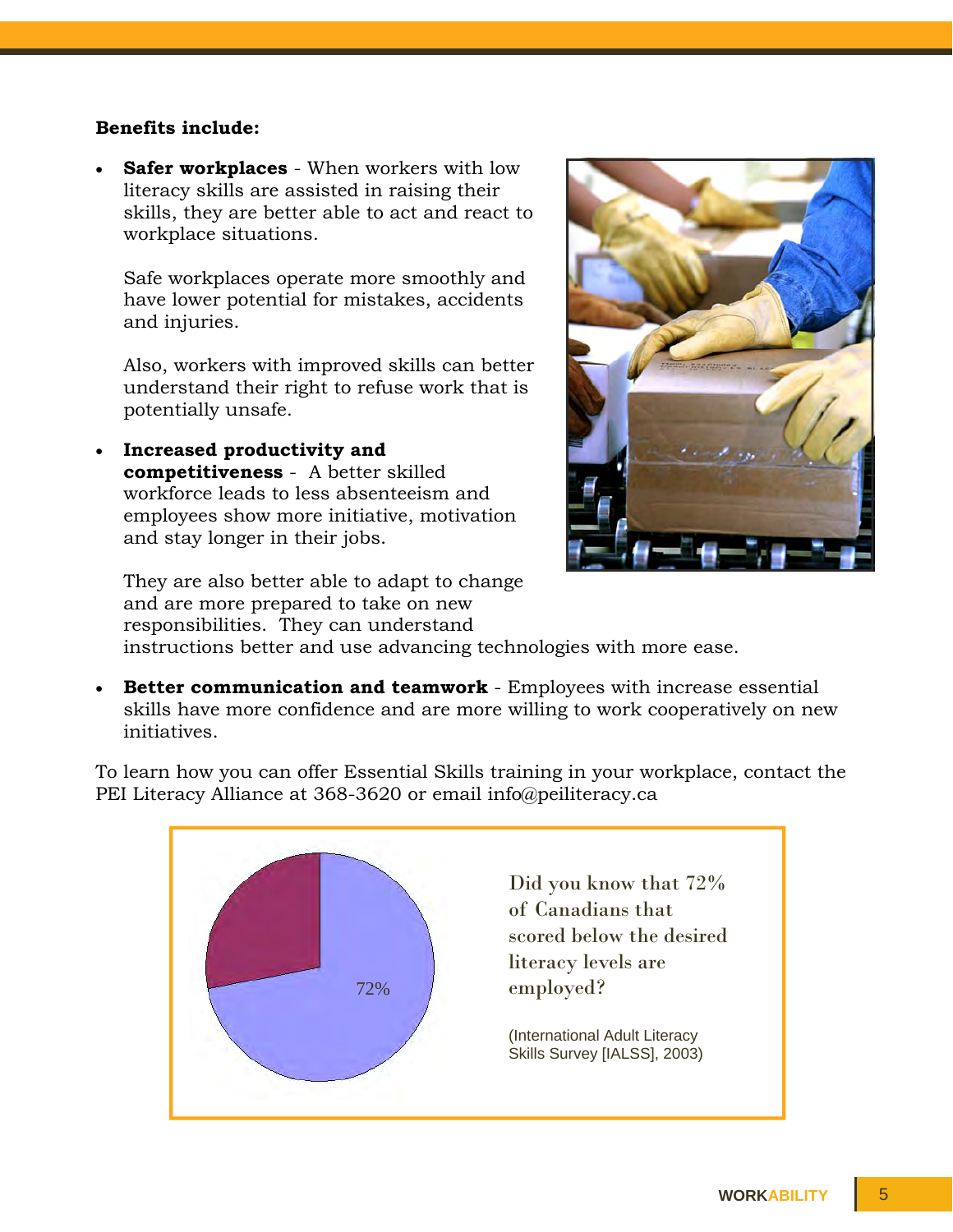**Benefits include:**

- **Safer workplaces** - When workers with low literacy skills are assisted in raising their skills, they are better able to act and react to workplace situations.

  Safe workplaces operate more smoothly and have lower potential for mistakes, accidents and injuries.

  Also, workers with improved skills can better understand their right to refuse work that is potentially unsafe.

- **Increased productivity and competitiveness** - A better skilled workforce leads to less absenteeism and employees show more initiative, motivation and stay longer in their jobs.

  They are also better able to adapt to change and are more prepared to take on new responsibilities. They can understand instructions better and use advancing technologies with more ease.

- **Better communication and teamwork** - Employees with increase essential skills have more confidence and are more willing to work cooperatively on new initiatives.

To learn how you can offer Essential Skills training in your workplace, contact the PEI Literacy Alliance at 368-3620 or email info@peiliteracy.ca

72%

Did you know that 72% of Canadians that scored below the desired literacy levels are employed?

(International Adult Literacy Skills Survey [IALSS], 2003)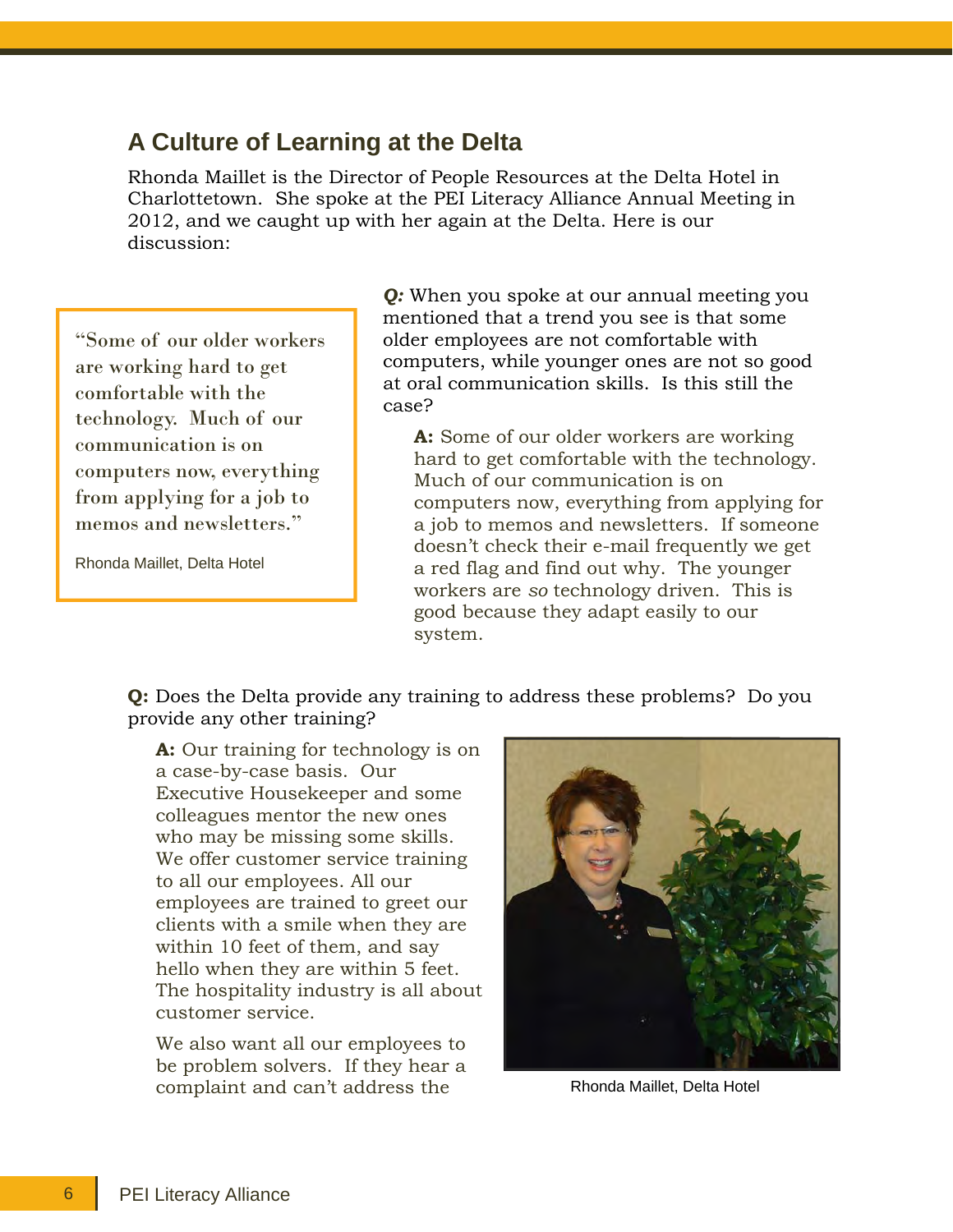## A Culture of Learning at the Delta

Rhonda Maillet is the Director of People Resources at the Delta Hotel in Charlottetown. She spoke at the PEI Literacy Alliance Annual Meeting in 2012, and we caught up with her again at the Delta. Here is our discussion:

> "Some of our older workers are working hard to get comfortable with the technology. Much of our communication is on computers now, everything from applying for a job to memos and newsletters."
>
> Rhonda Maillet, Delta Hotel

***Q:*** When you spoke at our annual meeting you mentioned that a trend you see is that some older employees are not comfortable with computers, while younger ones are not so good at oral communication skills. Is this still the case?

**A:** Some of our older workers are working hard to get comfortable with the technology. Much of our communication is on computers now, everything from applying for a job to memos and newsletters. If someone doesn't check their e-mail frequently we get a red flag and find out why. The younger workers are *so* technology driven. This is good because they adapt easily to our system.

**Q:** Does the Delta provide any training to address these problems? Do you provide any other training?

**A:** Our training for technology is on a case-by-case basis. Our Executive Housekeeper and some colleagues mentor the new ones who may be missing some skills. We offer customer service training to all our employees. All our employees are trained to greet our clients with a smile when they are within 10 feet of them, and say hello when they are within 5 feet. The hospitality industry is all about customer service.

Rhonda Maillet, Delta Hotel

We also want all our employees to be problem solvers. If they hear a complaint and can't address the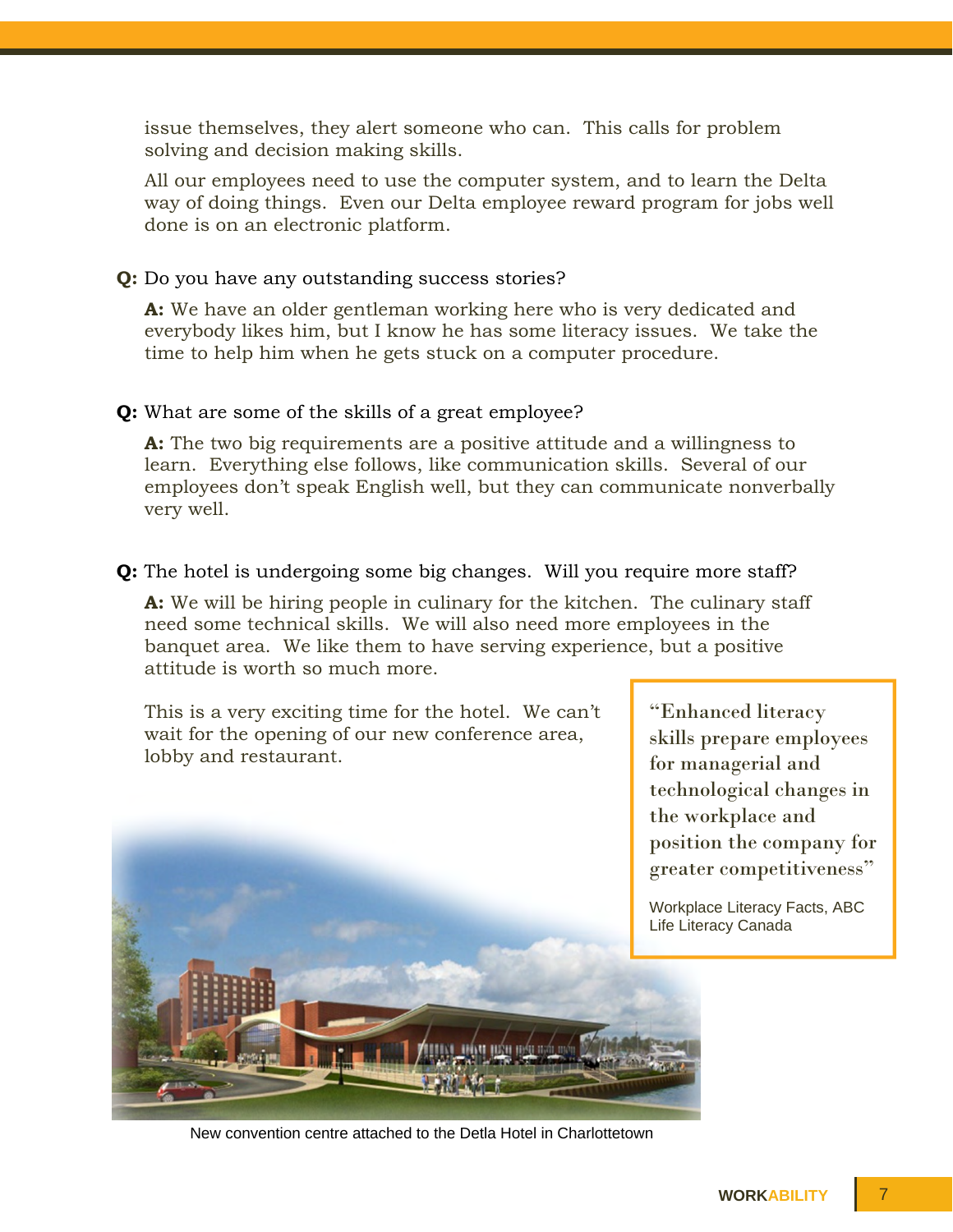issue themselves, they alert someone who can. This calls for problem solving and decision making skills.

All our employees need to use the computer system, and to learn the Delta way of doing things. Even our Delta employee reward program for jobs well done is on an electronic platform.

**Q:** Do you have any outstanding success stories?

**A:** We have an older gentleman working here who is very dedicated and everybody likes him, but I know he has some literacy issues. We take the time to help him when he gets stuck on a computer procedure.

**Q:** What are some of the skills of a great employee?

**A:** The two big requirements are a positive attitude and a willingness to learn. Everything else follows, like communication skills. Several of our employees don't speak English well, but they can communicate nonverbally very well.

**Q:** The hotel is undergoing some big changes. Will you require more staff?

**A:** We will be hiring people in culinary for the kitchen. The culinary staff need some technical skills. We will also need more employees in the banquet area. We like them to have serving experience, but a positive attitude is worth so much more.

This is a very exciting time for the hotel. We can't wait for the opening of our new conference area, lobby and restaurant.

> "Enhanced literacy skills prepare employees for managerial and technological changes in the workplace and position the company for greater competitiveness"
>
> Workplace Literacy Facts, ABC Life Literacy Canada

New convention centre attached to the Detla Hotel in Charlottetown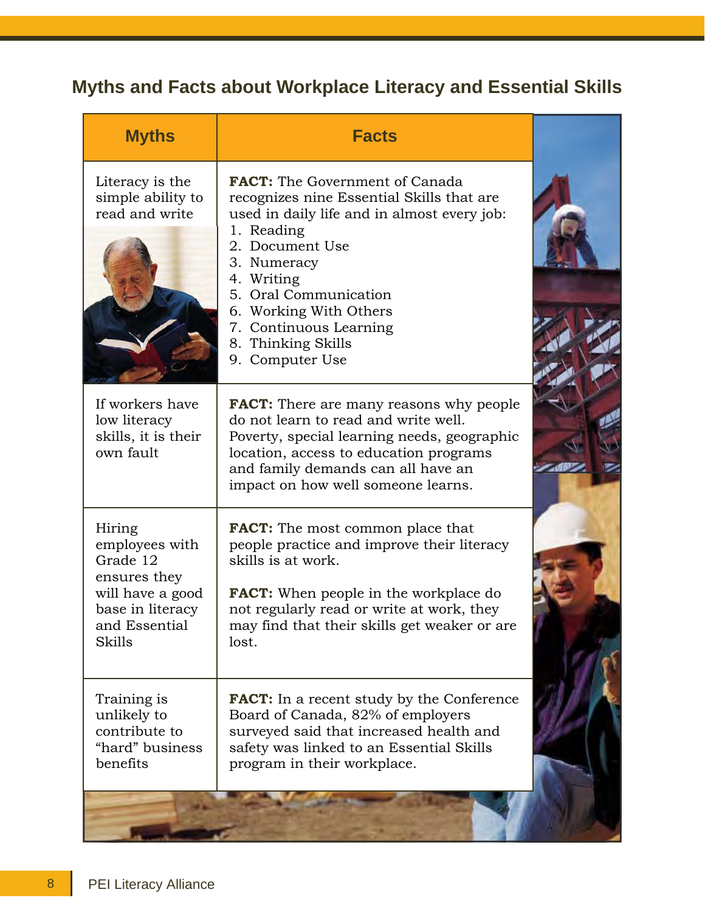## Myths and Facts about Workplace Literacy and Essential Skills

| Myths | Facts |
|---|---|
| Literacy is the simple ability to read and write | **FACT:** The Government of Canada recognizes nine Essential Skills that are used in daily life and in almost every job:<br>1. Reading<br>2. Document Use<br>3. Numeracy<br>4. Writing<br>5. Oral Communication<br>6. Working With Others<br>7. Continuous Learning<br>8. Thinking Skills<br>9. Computer Use |
| If workers have low literacy skills, it is their own fault | **FACT:** There are many reasons why people do not learn to read and write well. Poverty, special learning needs, geographic location, access to education programs and family demands can all have an impact on how well someone learns. |
| Hiring employees with Grade 12 ensures they will have a good base in literacy and Essential Skills | **FACT:** The most common place that people practice and improve their literacy skills is at work.<br><br>**FACT:** When people in the workplace do not regularly read or write at work, they may find that their skills get weaker or are lost. |
| Training is unlikely to contribute to "hard" business benefits | **FACT:** In a recent study by the Conference Board of Canada, 82% of employers surveyed said that increased health and safety was linked to an Essential Skills program in their workplace. |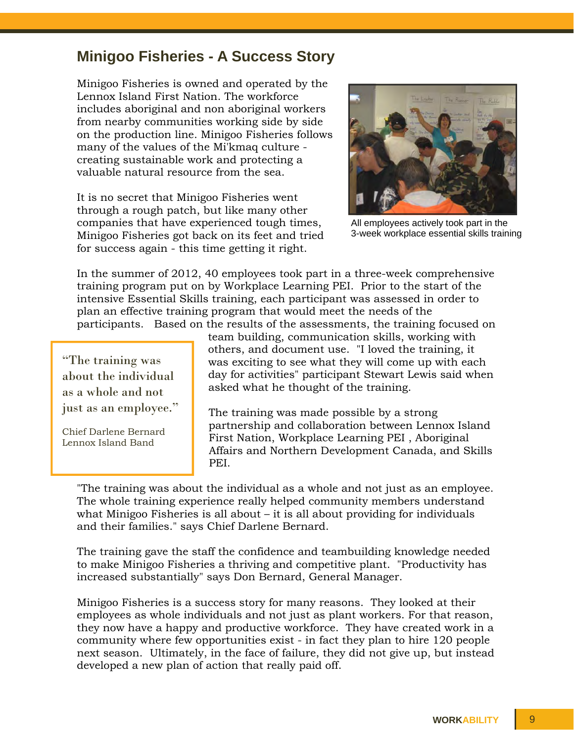## Minigoo Fisheries - A Success Story

Minigoo Fisheries is owned and operated by the Lennox Island First Nation. The workforce includes aboriginal and non aboriginal workers from nearby communities working side by side on the production line. Minigoo Fisheries follows many of the values of the Mi'kmaq culture - creating sustainable work and protecting a valuable natural resource from the sea.

It is no secret that Minigoo Fisheries went through a rough patch, but like many other companies that have experienced tough times, Minigoo Fisheries got back on its feet and tried for success again - this time getting it right.

All employees actively took part in the 3-week workplace essential skills training

In the summer of 2012, 40 employees took part in a three-week comprehensive training program put on by Workplace Learning PEI. Prior to the start of the intensive Essential Skills training, each participant was assessed in order to plan an effective training program that would meet the needs of the participants. Based on the results of the assessments, the training focused on team building, communication skills, working with others, and document use. "I loved the training, it was exciting to see what they will come up with each day for activities" participant Stewart Lewis said when asked what he thought of the training.

> "The training was about the individual as a whole and not just as an employee."
>
> Chief Darlene Bernard
> Lennox Island Band

The training was made possible by a strong partnership and collaboration between Lennox Island First Nation, Workplace Learning PEI , Aboriginal Affairs and Northern Development Canada, and Skills PEI.

"The training was about the individual as a whole and not just as an employee. The whole training experience really helped community members understand what Minigoo Fisheries is all about – it is all about providing for individuals and their families." says Chief Darlene Bernard.

The training gave the staff the confidence and teambuilding knowledge needed to make Minigoo Fisheries a thriving and competitive plant. "Productivity has increased substantially" says Don Bernard, General Manager.

Minigoo Fisheries is a success story for many reasons. They looked at their employees as whole individuals and not just as plant workers. For that reason, they now have a happy and productive workforce. They have created work in a community where few opportunities exist - in fact they plan to hire 120 people next season. Ultimately, in the face of failure, they did not give up, but instead developed a new plan of action that really paid off.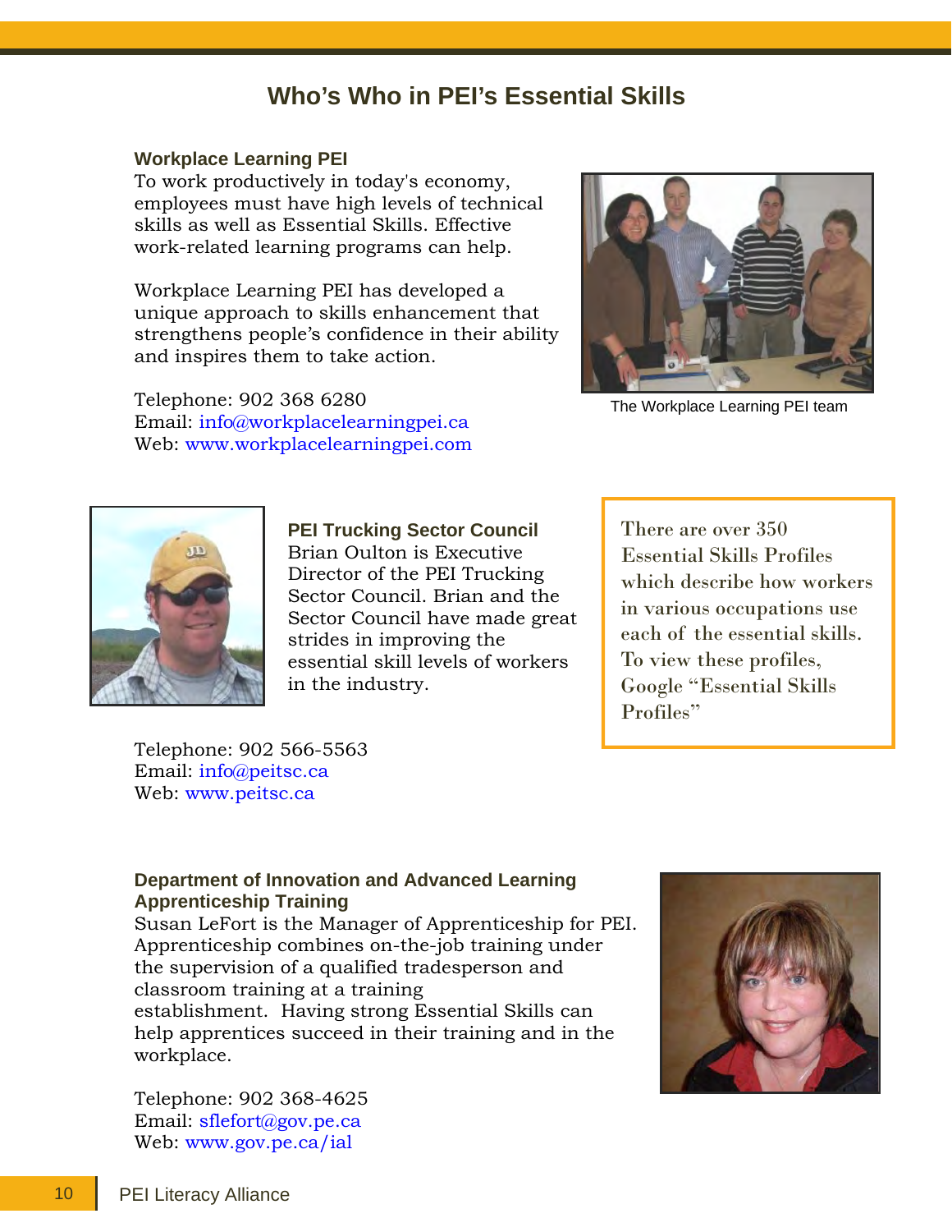# Who's Who in PEI's Essential Skills

### Workplace Learning PEI

To work productively in today's economy, employees must have high levels of technical skills as well as Essential Skills. Effective work-related learning programs can help.

Workplace Learning PEI has developed a unique approach to skills enhancement that strengthens people's confidence in their ability and inspires them to take action.

Telephone: 902 368 6280
Email: info@workplacelearningpei.ca
Web: www.workplacelearningpei.com

The Workplace Learning PEI team

### PEI Trucking Sector Council

Brian Oulton is Executive Director of the PEI Trucking Sector Council. Brian and the Sector Council have made great strides in improving the essential skill levels of workers in the industry.

Telephone: 902 566-5563
Email: info@peitsc.ca
Web: www.peitsc.ca

> There are over 350 Essential Skills Profiles which describe how workers in various occupations use each of the essential skills. To view these profiles, Google "Essential Skills Profiles"

### Department of Innovation and Advanced Learning Apprenticeship Training

Susan LeFort is the Manager of Apprenticeship for PEI. Apprenticeship combines on-the-job training under the supervision of a qualified tradesperson and classroom training at a training establishment. Having strong Essential Skills can help apprentices succeed in their training and in the workplace.

Telephone: 902 368-4625
Email: sflefort@gov.pe.ca
Web: www.gov.pe.ca/ial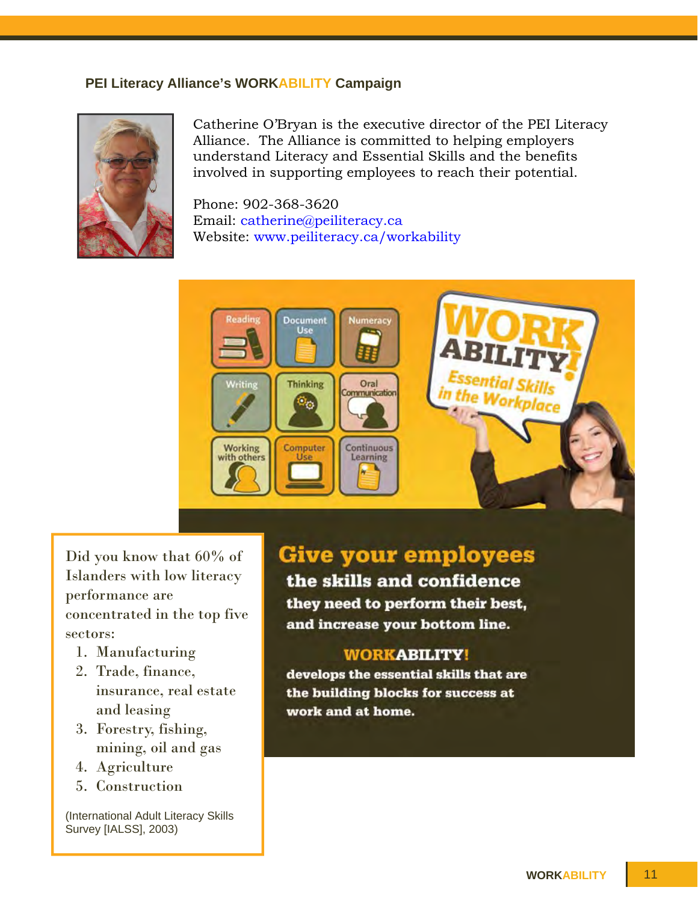### PEI Literacy Alliance's WORKABILITY Campaign

Catherine O'Bryan is the executive director of the PEI Literacy Alliance. The Alliance is committed to helping employers understand Literacy and Essential Skills and the benefits involved in supporting employees to reach their potential.

Phone: 902-368-3620
Email: catherine@peiliteracy.ca
Website: www.peiliteracy.ca/workability

Reading | Document Use | Numeracy | Writing | Thinking | Oral Communication | Working with others | Computer Use | Continuous Learning

**WORK ABILITY!**
*Essential Skills in the Workplace*

**Give your employees the skills and confidence they need to perform their best, and increase your bottom line.**

**WORKABILITY!** develops the essential skills that are the building blocks for success at work and at home.

Did you know that 60% of Islanders with low literacy performance are concentrated in the top five sectors:

1. Manufacturing
2. Trade, finance, insurance, real estate and leasing
3. Forestry, fishing, mining, oil and gas
4. Agriculture
5. Construction

(International Adult Literacy Skills Survey [IALSS], 2003)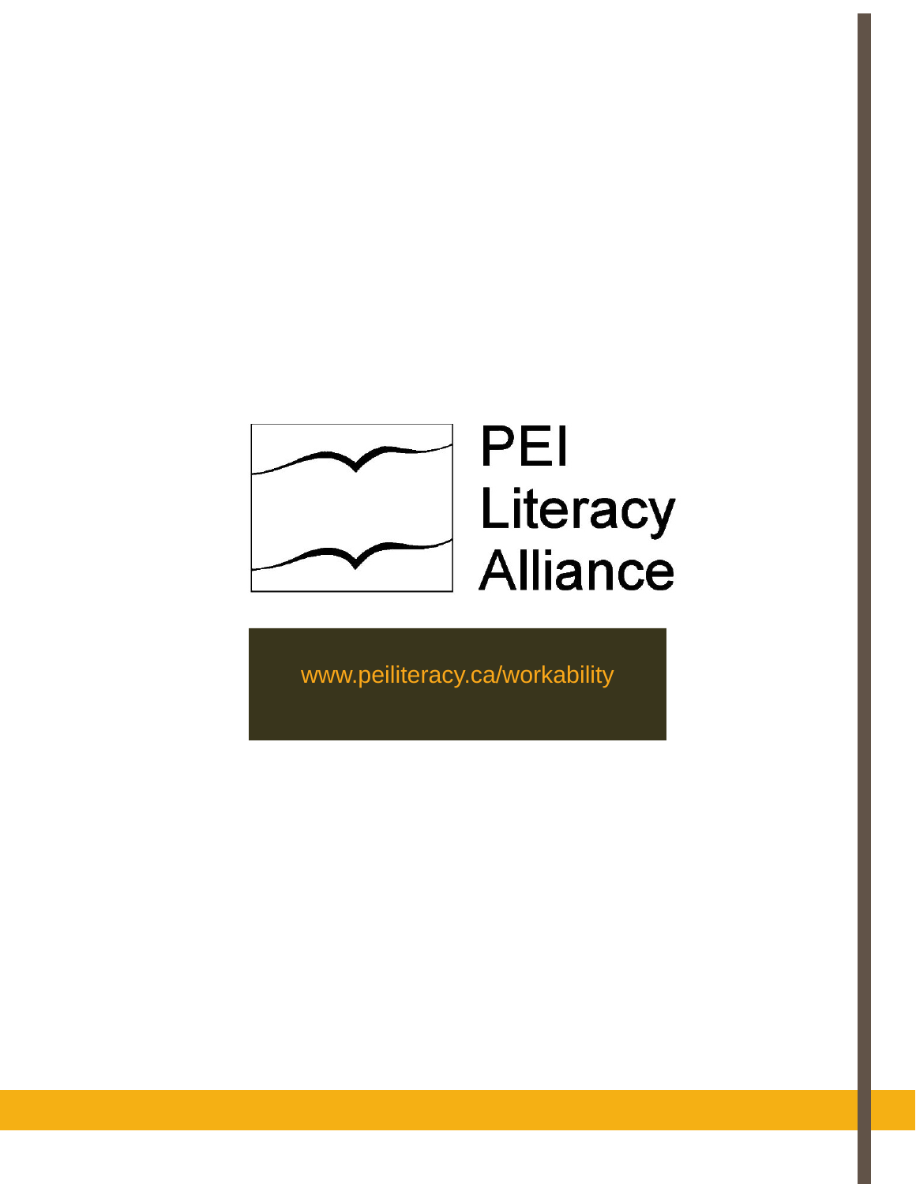PEI
Literacy
Alliance

www.peiliteracy.ca/workability